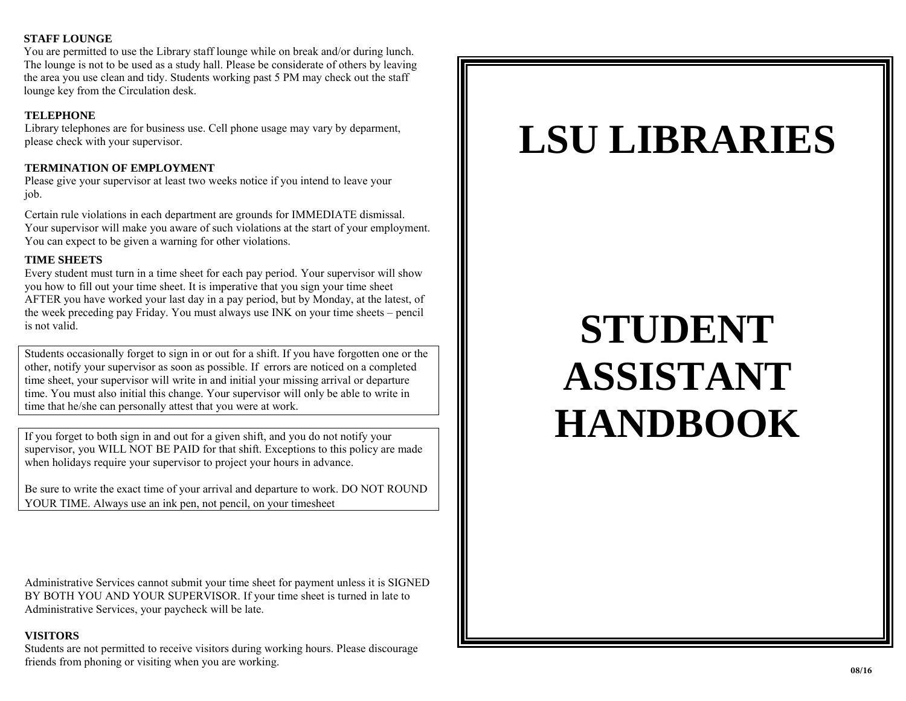**STAFF LOUNGE**

You are permitted to use the Library staff lounge while on break and/or during lunch. The lounge is not to be used as a study hall. Please be considerate of others by leaving the area you use clean and tidy. Students working past 5 PM may check out the staff lounge key from the Circulation desk.

**TELEPHONE**

Library telephones are for business use. Cell phone usage may vary by deparment, please check with your supervisor.

**TERMINATION OF EMPLOYMENT**

Please give your supervisor at least two weeks notice if you intend to leave your job.

Certain rule violations in each department are grounds for IMMEDIATE dismissal. Your supervisor will make you aware of such violations at the start of your employment. You can expect to be given a warning for other violations.

**TIME SHEETS**

Every student must turn in a time sheet for each pay period. Your supervisor will show you how to fill out your time sheet. It is imperative that you sign your time sheet AFTER you have worked your last day in a pay period, but by Monday, at the latest, of the week preceding pay Friday. You must always use INK on your time sheets – pencil is not valid.

Students occasionally forget to sign in or out for a shift. If you have forgotten one or the other, notify your supervisor as soon as possible. If errors are noticed on a completed time sheet, your supervisor will write in and initial your missing arrival or departure time. You must also initial this change. Your supervisor will only be able to write in time that he/she can personally attest that you were at work.

If you forget to both sign in and out for a given shift, and you do not notify your supervisor, you WILL NOT BE PAID for that shift. Exceptions to this policy are made when holidays require your supervisor to project your hours in advance.

Be sure to write the exact time of your arrival and departure to work. DO NOT ROUND YOUR TIME. Always use an ink pen, not pencil, on your timesheet

Administrative Services cannot submit your time sheet for payment unless it is SIGNED BY BOTH YOU AND YOUR SUPERVISOR. If your time sheet is turned in late to Administrative Services, your paycheck will be late.

**VISITORS**

Students are not permitted to receive visitors during working hours. Please discourage friends from phoning or visiting when you are working.

# LSU LIBRARIES

# STUDENT ASSISTANT HANDBOOK

**08/16**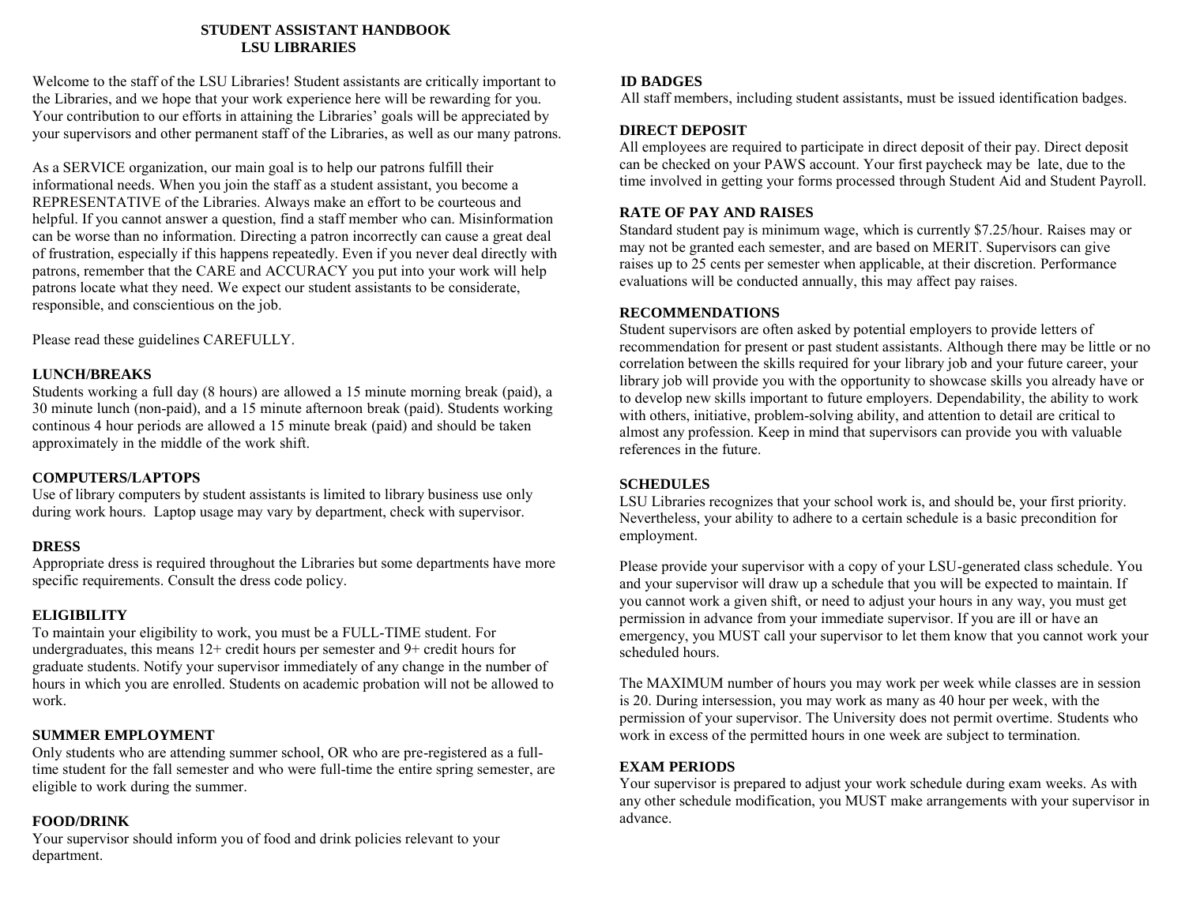# STUDENT ASSISTANT HANDBOOK
# LSU LIBRARIES

Welcome to the staff of the LSU Libraries! Student assistants are critically important to the Libraries, and we hope that your work experience here will be rewarding for you. Your contribution to our efforts in attaining the Libraries' goals will be appreciated by your supervisors and other permanent staff of the Libraries, as well as our many patrons.

As a SERVICE organization, our main goal is to help our patrons fulfill their informational needs. When you join the staff as a student assistant, you become a REPRESENTATIVE of the Libraries. Always make an effort to be courteous and helpful. If you cannot answer a question, find a staff member who can. Misinformation can be worse than no information. Directing a patron incorrectly can cause a great deal of frustration, especially if this happens repeatedly. Even if you never deal directly with patrons, remember that the CARE and ACCURACY you put into your work will help patrons locate what they need. We expect our student assistants to be considerate, responsible, and conscientious on the job.

Please read these guidelines CAREFULLY.

**LUNCH/BREAKS**
Students working a full day (8 hours) are allowed a 15 minute morning break (paid), a 30 minute lunch (non-paid), and a 15 minute afternoon break (paid). Students working continous 4 hour periods are allowed a 15 minute break (paid) and should be taken approximately in the middle of the work shift.

**COMPUTERS/LAPTOPS**
Use of library computers by student assistants is limited to library business use only during work hours. Laptop usage may vary by department, check with supervisor.

**DRESS**
Appropriate dress is required throughout the Libraries but some departments have more specific requirements. Consult the dress code policy.

**ELIGIBILITY**
To maintain your eligibility to work, you must be a FULL-TIME student. For undergraduates, this means 12+ credit hours per semester and 9+ credit hours for graduate students. Notify your supervisor immediately of any change in the number of hours in which you are enrolled. Students on academic probation will not be allowed to work.

**SUMMER EMPLOYMENT**
Only students who are attending summer school, OR who are pre-registered as a full-time student for the fall semester and who were full-time the entire spring semester, are eligible to work during the summer.

**FOOD/DRINK**
Your supervisor should inform you of food and drink policies relevant to your department.

**ID BADGES**
All staff members, including student assistants, must be issued identification badges.

**DIRECT DEPOSIT**
All employees are required to participate in direct deposit of their pay. Direct deposit can be checked on your PAWS account. Your first paycheck may be late, due to the time involved in getting your forms processed through Student Aid and Student Payroll.

**RATE OF PAY AND RAISES**
Standard student pay is minimum wage, which is currently $7.25/hour. Raises may or may not be granted each semester, and are based on MERIT. Supervisors can give raises up to 25 cents per semester when applicable, at their discretion. Performance evaluations will be conducted annually, this may affect pay raises.

**RECOMMENDATIONS**
Student supervisors are often asked by potential employers to provide letters of recommendation for present or past student assistants. Although there may be little or no correlation between the skills required for your library job and your future career, your library job will provide you with the opportunity to showcase skills you already have or to develop new skills important to future employers. Dependability, the ability to work with others, initiative, problem-solving ability, and attention to detail are critical to almost any profession. Keep in mind that supervisors can provide you with valuable references in the future.

**SCHEDULES**
LSU Libraries recognizes that your school work is, and should be, your first priority. Nevertheless, your ability to adhere to a certain schedule is a basic precondition for employment.

Please provide your supervisor with a copy of your LSU-generated class schedule. You and your supervisor will draw up a schedule that you will be expected to maintain. If you cannot work a given shift, or need to adjust your hours in any way, you must get permission in advance from your immediate supervisor. If you are ill or have an emergency, you MUST call your supervisor to let them know that you cannot work your scheduled hours.

The MAXIMUM number of hours you may work per week while classes are in session is 20. During intersession, you may work as many as 40 hour per week, with the permission of your supervisor. The University does not permit overtime. Students who work in excess of the permitted hours in one week are subject to termination.

**EXAM PERIODS**
Your supervisor is prepared to adjust your work schedule during exam weeks. As with any other schedule modification, you MUST make arrangements with your supervisor in advance.